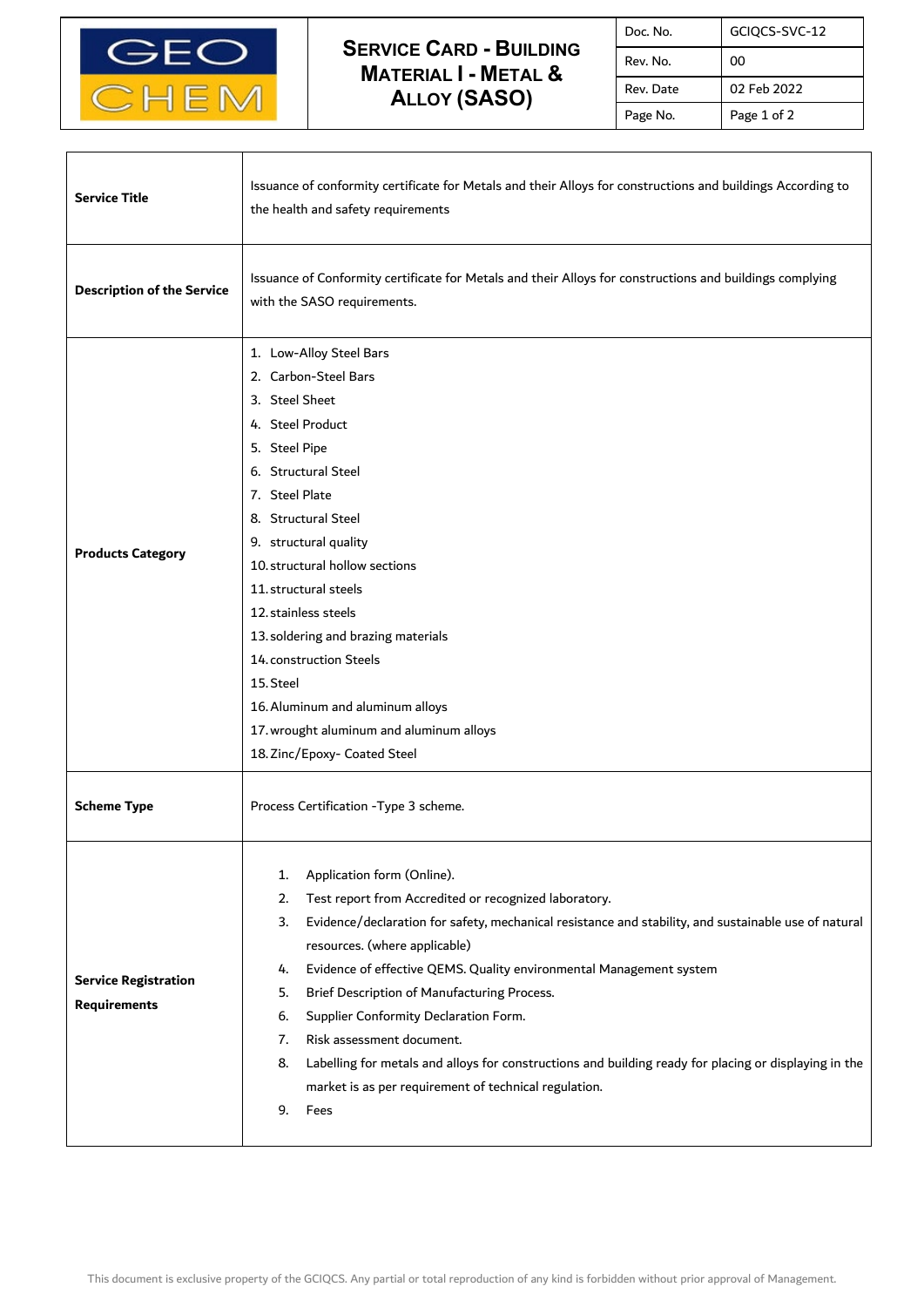| GEO CHEM | **Service Card - Building Material I - Metal & Alloy (SASO)** | Doc. No. | GCIQCS-SVC-12 |
|---|---|---|---|
| | | Rev. No. | 00 |
| | | Rev. Date | 02 Feb 2022 |

| | |
|---|---|
| **Service Title** | Issuance of conformity certificate for Metals and their Alloys for constructions and buildings According to the health and safety requirements |
| **Description of the Service** | Issuance of Conformity certificate for Metals and their Alloys for constructions and buildings complying with the SASO requirements. |
| **Products Category** | 1. Low-Alloy Steel Bars<br>2. Carbon-Steel Bars<br>3. Steel Sheet<br>4. Steel Product<br>5. Steel Pipe<br>6. Structural Steel<br>7. Steel Plate<br>8. Structural Steel<br>9. structural quality<br>10. structural hollow sections<br>11. structural steels<br>12. stainless steels<br>13. soldering and brazing materials<br>14. construction Steels<br>15. Steel<br>16. Aluminum and aluminum alloys<br>17. wrought aluminum and aluminum alloys<br>18. Zinc/Epoxy- Coated Steel |
| **Scheme Type** | Process Certification -Type 3 scheme. |
| **Service Registration Requirements** | 1. Application form (Online).<br>2. Test report from Accredited or recognized laboratory.<br>3. Evidence/declaration for safety, mechanical resistance and stability, and sustainable use of natural resources. (where applicable)<br>4. Evidence of effective QEMS. Quality environmental Management system<br>5. Brief Description of Manufacturing Process.<br>6. Supplier Conformity Declaration Form.<br>7. Risk assessment document.<br>8. Labelling for metals and alloys for constructions and building ready for placing or displaying in the market is as per requirement of technical regulation.<br>9. Fees |

This document is exclusive property of the GCIQCS. Any partial or total reproduction of any kind is forbidden without prior approval of Management.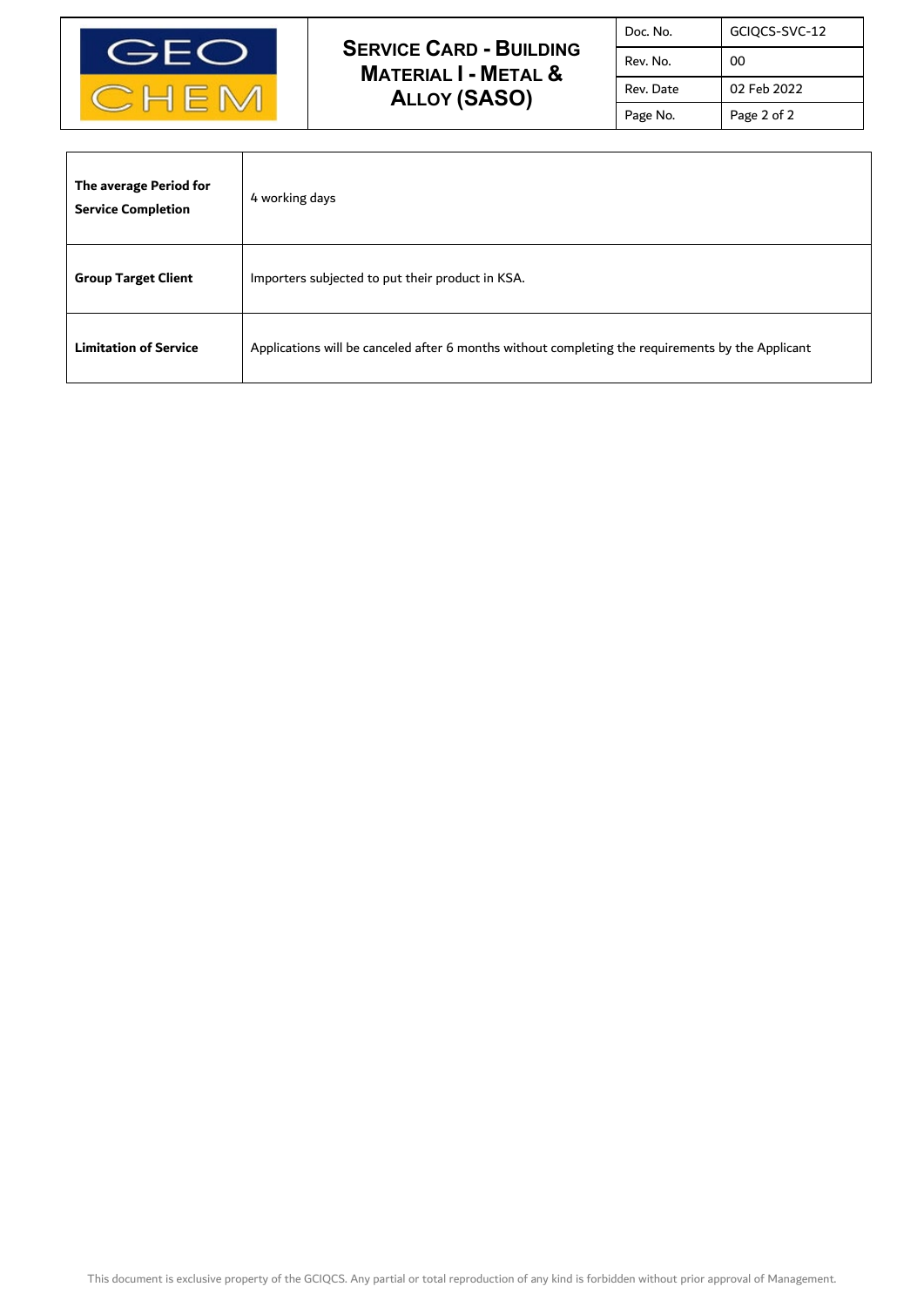| | |
|---|---|
| **The average Period for Service Completion** | 4 working days |
| **Group Target Client** | Importers subjected to put their product in KSA. |
| **Limitation of Service** | Applications will be canceled after 6 months without completing the requirements by the Applicant |